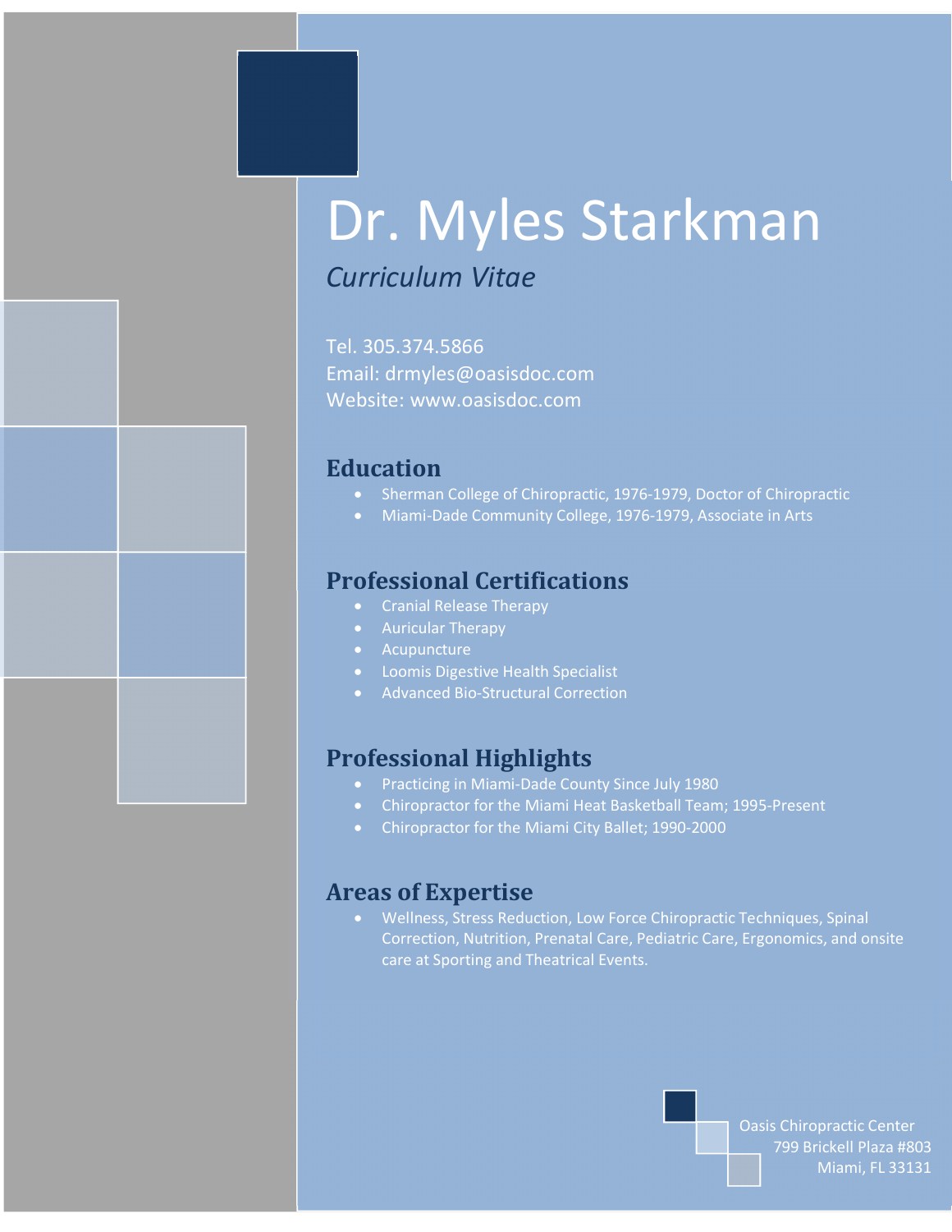# Dr. Myles Starkman

*Curriculum Vitae*

Tel. 305.374.5866
Email: drmyles@oasisdoc.com
Website: www.oasisdoc.com

## Education

- Sherman College of Chiropractic, 1976-1979, Doctor of Chiropractic
- Miami-Dade Community College, 1976-1979, Associate in Arts

## Professional Certifications

- Cranial Release Therapy
- Auricular Therapy
- Acupuncture
- Loomis Digestive Health Specialist
- Advanced Bio-Structural Correction

## Professional Highlights

- Practicing in Miami-Dade County Since July 1980
- Chiropractor for the Miami Heat Basketball Team; 1995-Present
- Chiropractor for the Miami City Ballet; 1990-2000

## Areas of Expertise

- Wellness, Stress Reduction, Low Force Chiropractic Techniques, Spinal Correction, Nutrition, Prenatal Care, Pediatric Care, Ergonomics, and onsite care at Sporting and Theatrical Events.

Oasis Chiropractic Center
799 Brickell Plaza #803
Miami, FL 33131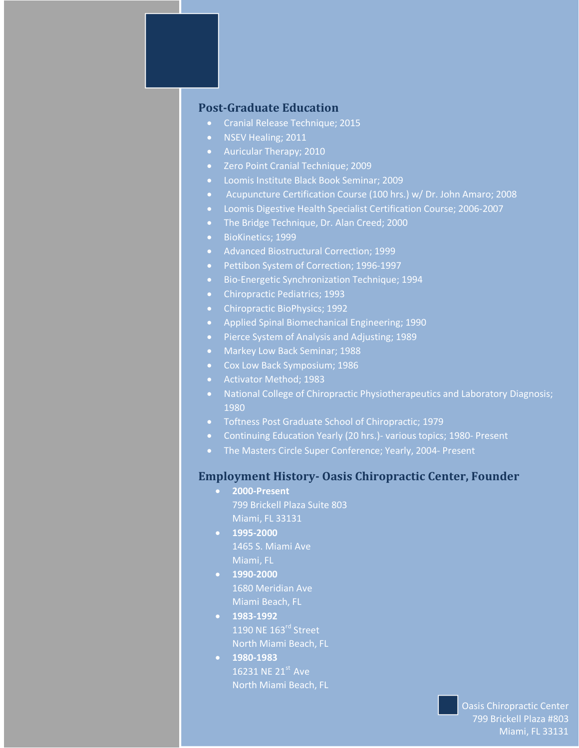## Post-Graduate Education

- Cranial Release Technique; 2015
- NSEV Healing; 2011
- Auricular Therapy; 2010
- Zero Point Cranial Technique; 2009
- Loomis Institute Black Book Seminar; 2009
- Acupuncture Certification Course (100 hrs.) w/ Dr. John Amaro; 2008
- Loomis Digestive Health Specialist Certification Course; 2006-2007
- The Bridge Technique, Dr. Alan Creed; 2000
- BioKinetics; 1999
- Advanced Biostructural Correction; 1999
- Pettibon System of Correction; 1996-1997
- Bio-Energetic Synchronization Technique; 1994
- Chiropractic Pediatrics; 1993
- Chiropractic BioPhysics; 1992
- Applied Spinal Biomechanical Engineering; 1990
- Pierce System of Analysis and Adjusting; 1989
- Markey Low Back Seminar; 1988
- Cox Low Back Symposium; 1986
- Activator Method; 1983
- National College of Chiropractic Physiotherapeutics and Laboratory Diagnosis; 1980
- Toftness Post Graduate School of Chiropractic; 1979
- Continuing Education Yearly (20 hrs.)- various topics; 1980- Present
- The Masters Circle Super Conference; Yearly, 2004- Present

## Employment History- Oasis Chiropractic Center, Founder

- **2000-Present**
  799 Brickell Plaza Suite 803
  Miami, FL 33131
- **1995-2000**
  1465 S. Miami Ave
  Miami, FL
- **1990-2000**
  1680 Meridian Ave
  Miami Beach, FL
- **1983-1992**
  1190 NE 163rd Street
  North Miami Beach, FL
- **1980-1983**
  16231 NE 21st Ave
  North Miami Beach, FL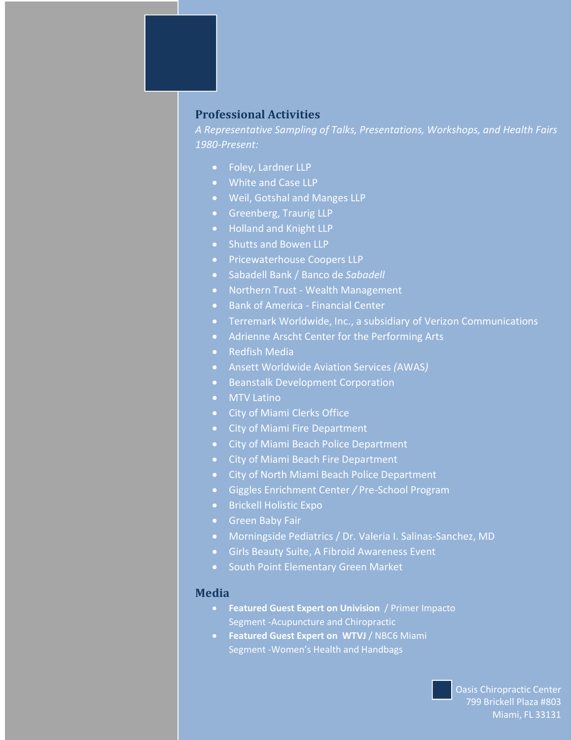## Professional Activities

*A Representative Sampling of Talks, Presentations, Workshops, and Health Fairs 1980-Present:*

- Foley, Lardner LLP
- White and Case LLP
- Weil, Gotshal and Manges LLP
- Greenberg, Traurig LLP
- Holland and Knight LLP
- Shutts and Bowen LLP
- Pricewaterhouse Coopers LLP
- Sabadell Bank / Banco de *Sabadell*
- Northern Trust - Wealth Management
- Bank of America - Financial Center
- Terremark Worldwide, Inc., a subsidiary of Verizon Communications
- Adrienne Arscht Center for the Performing Arts
- Redfish Media
- Ansett Worldwide Aviation Services *(*AWAS*)*
- Beanstalk Development Corporation
- MTV Latino
- City of Miami Clerks Office
- City of Miami Fire Department
- City of Miami Beach Police Department
- City of Miami Beach Fire Department
- City of North Miami Beach Police Department
- Giggles Enrichment Center */* Pre-School Program
- Brickell Holistic Expo
- Green Baby Fair
- Morningside Pediatrics / Dr. Valeria I. Salinas-Sanchez, MD
- Girls Beauty Suite, A Fibroid Awareness Event
- South Point Elementary Green Market

## Media

- **Featured Guest Expert on Univision** / Primer Impacto
  Segment -Acupuncture and Chiropractic
- **Featured Guest Expert on WTVJ** / NBC6 Miami
  Segment -Women's Health and Handbags

Oasis Chiropractic Center
799 Brickell Plaza #803
Miami, FL 33131